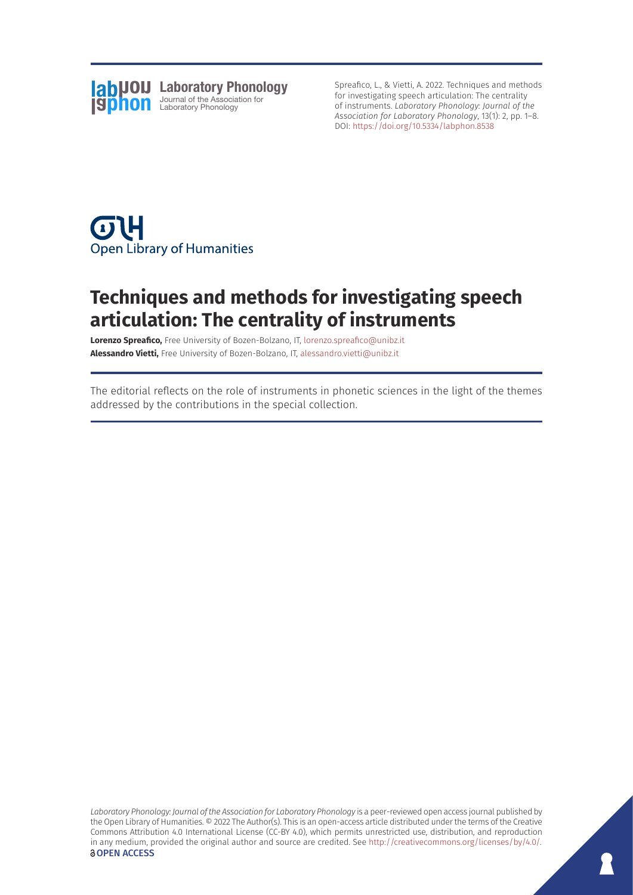**Laboratory Phonology**
Journal of the Association for Laboratory Phonology

Spreafico, L., & Vietti, A. 2022. Techniques and methods for investigating speech articulation: The centrality of instruments. *Laboratory Phonology: Journal of the Association for Laboratory Phonology*, 13(1): 2, pp. 1–8. DOI: https://doi.org/10.5334/labphon.8538

Open Library of Humanities

# Techniques and methods for investigating speech articulation: The centrality of instruments

**Lorenzo Spreafico,** Free University of Bozen-Bolzano, IT, lorenzo.spreafico@unibz.it

**Alessandro Vietti,** Free University of Bozen-Bolzano, IT, alessandro.vietti@unibz.it

The editorial reflects on the role of instruments in phonetic sciences in the light of the themes addressed by the contributions in the special collection.

*Laboratory Phonology: Journal of the Association for Laboratory Phonology* is a peer-reviewed open access journal published by the Open Library of Humanities. © 2022 The Author(s). This is an open-access article distributed under the terms of the Creative Commons Attribution 4.0 International License (CC-BY 4.0), which permits unrestricted use, distribution, and reproduction in any medium, provided the original author and source are credited. See http://creativecommons.org/licenses/by/4.0/.

**OPEN ACCESS**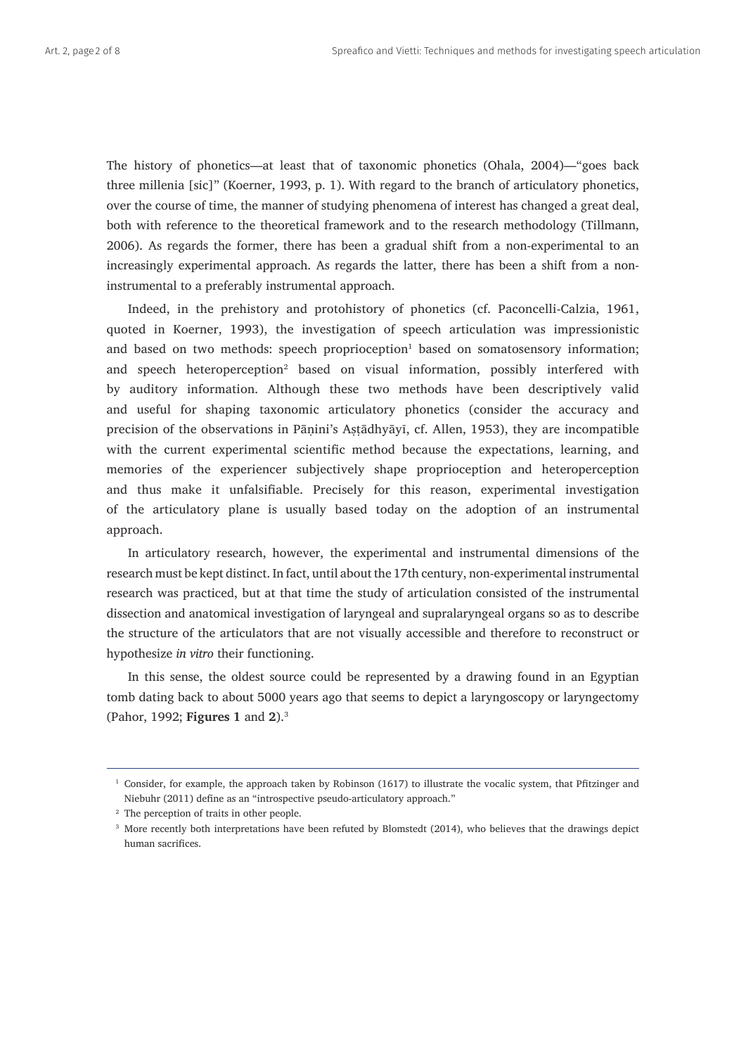The history of phonetics—at least that of taxonomic phonetics (Ohala, 2004)—"goes back three millenia [sic]" (Koerner, 1993, p. 1). With regard to the branch of articulatory phonetics, over the course of time, the manner of studying phenomena of interest has changed a great deal, both with reference to the theoretical framework and to the research methodology (Tillmann, 2006). As regards the former, there has been a gradual shift from a non-experimental to an increasingly experimental approach. As regards the latter, there has been a shift from a non-instrumental to a preferably instrumental approach.

Indeed, in the prehistory and protohistory of phonetics (cf. Paconcelli-Calzia, 1961, quoted in Koerner, 1993), the investigation of speech articulation was impressionistic and based on two methods: speech proprioception[1] based on somatosensory information; and speech heteroperception[2] based on visual information, possibly interfered with by auditory information. Although these two methods have been descriptively valid and useful for shaping taxonomic articulatory phonetics (consider the accuracy and precision of the observations in Pāṇini's Aṣṭādhyāyī, cf. Allen, 1953), they are incompatible with the current experimental scientific method because the expectations, learning, and memories of the experiencer subjectively shape proprioception and heteroperception and thus make it unfalsifiable. Precisely for this reason, experimental investigation of the articulatory plane is usually based today on the adoption of an instrumental approach.

In articulatory research, however, the experimental and instrumental dimensions of the research must be kept distinct. In fact, until about the 17th century, non-experimental instrumental research was practiced, but at that time the study of articulation consisted of the instrumental dissection and anatomical investigation of laryngeal and supralaryngeal organs so as to describe the structure of the articulators that are not visually accessible and therefore to reconstruct or hypothesize *in vitro* their functioning.

In this sense, the oldest source could be represented by a drawing found in an Egyptian tomb dating back to about 5000 years ago that seems to depict a laryngoscopy or laryngectomy (Pahor, 1992; **Figures 1** and **2**).[3]

---

[1] Consider, for example, the approach taken by Robinson (1617) to illustrate the vocalic system, that Pfitzinger and Niebuhr (2011) define as an "introspective pseudo-articulatory approach."

[2] The perception of traits in other people.

[3] More recently both interpretations have been refuted by Blomstedt (2014), who believes that the drawings depict human sacrifices.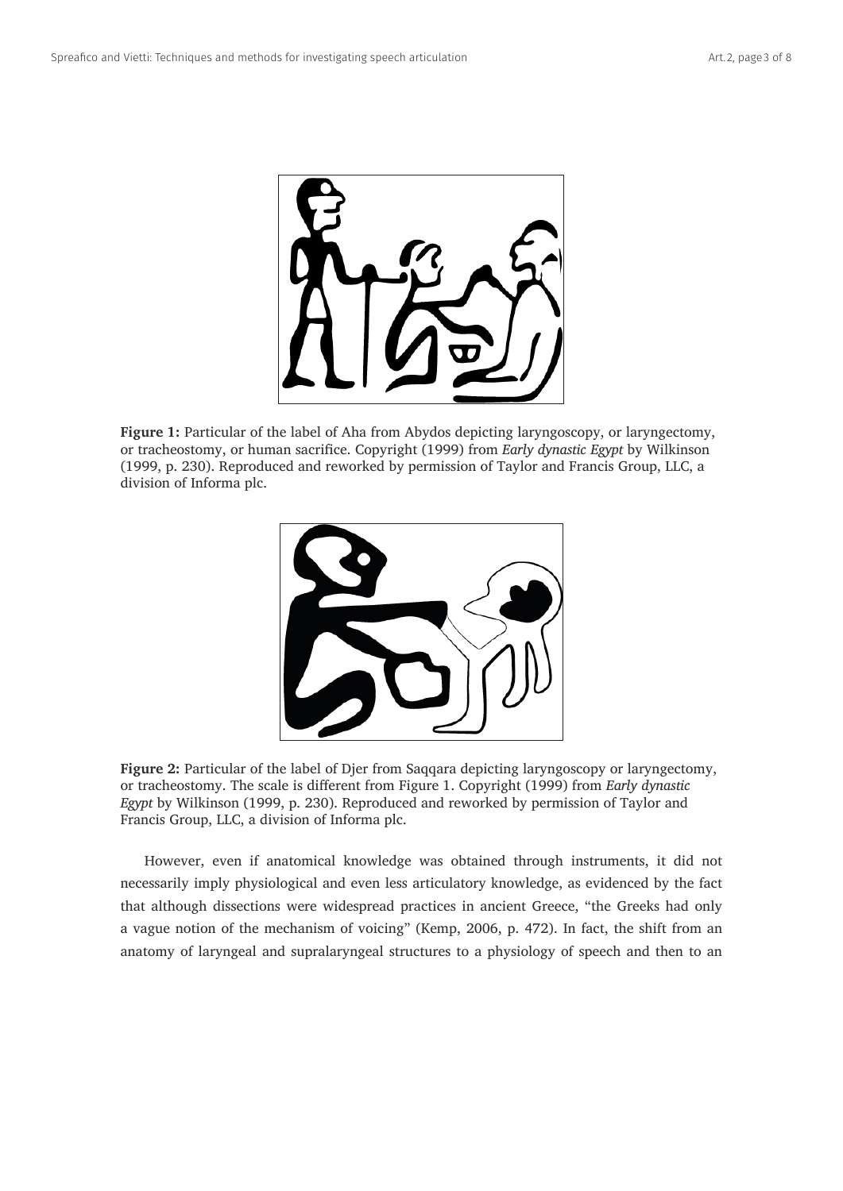**Figure 1:** Particular of the label of Aha from Abydos depicting laryngoscopy, or laryngectomy, or tracheostomy, or human sacrifice. Copyright (1999) from *Early dynastic Egypt* by Wilkinson (1999, p. 230). Reproduced and reworked by permission of Taylor and Francis Group, LLC, a division of Informa plc.

**Figure 2:** Particular of the label of Djer from Saqqara depicting laryngoscopy or laryngectomy, or tracheostomy. The scale is different from Figure 1. Copyright (1999) from *Early dynastic Egypt* by Wilkinson (1999, p. 230). Reproduced and reworked by permission of Taylor and Francis Group, LLC, a division of Informa plc.

However, even if anatomical knowledge was obtained through instruments, it did not necessarily imply physiological and even less articulatory knowledge, as evidenced by the fact that although dissections were widespread practices in ancient Greece, "the Greeks had only a vague notion of the mechanism of voicing" (Kemp, 2006, p. 472). In fact, the shift from an anatomy of laryngeal and supralaryngeal structures to a physiology of speech and then to an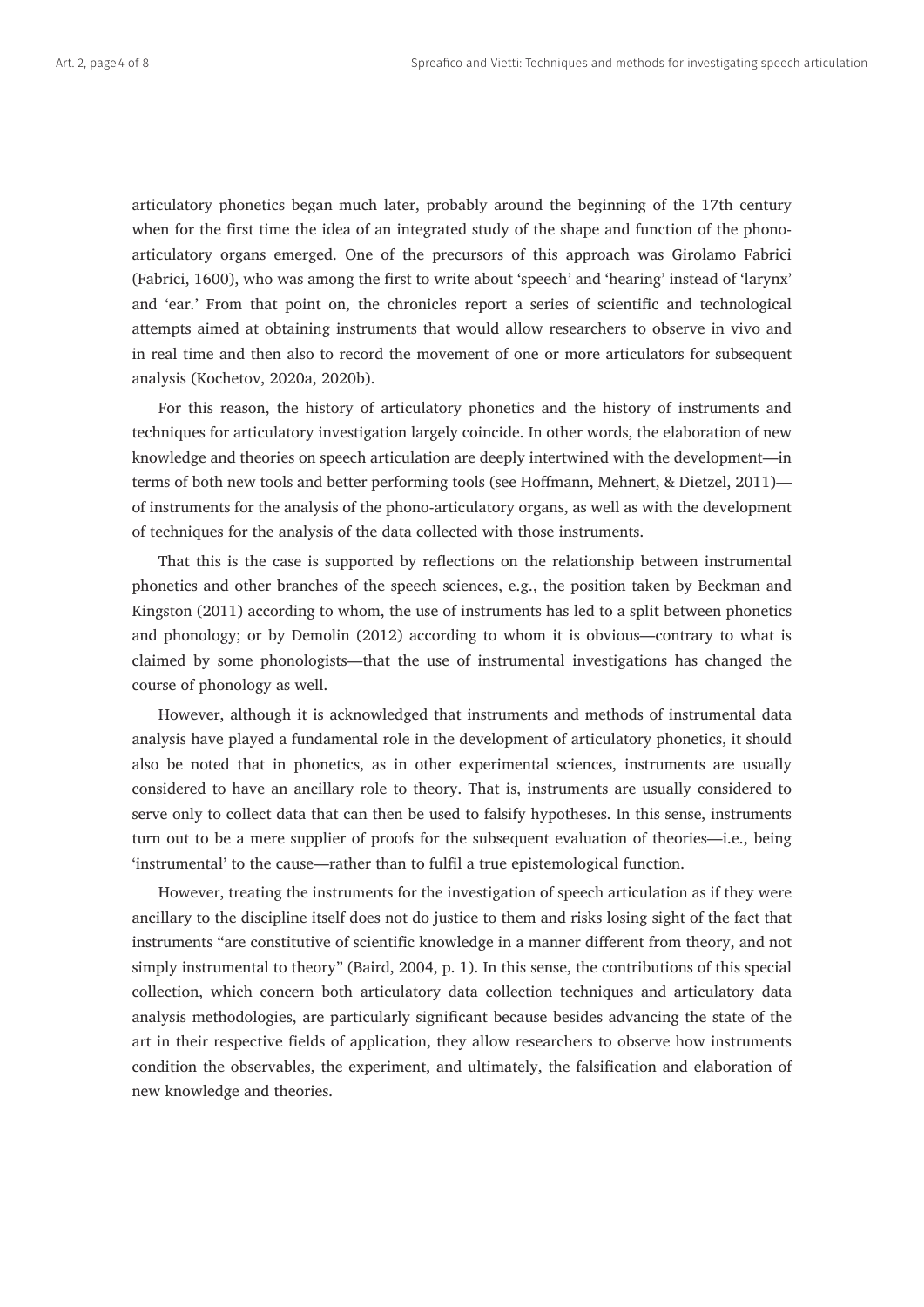articulatory phonetics began much later, probably around the beginning of the 17th century when for the first time the idea of an integrated study of the shape and function of the phono-articulatory organs emerged. One of the precursors of this approach was Girolamo Fabrici (Fabrici, 1600), who was among the first to write about 'speech' and 'hearing' instead of 'larynx' and 'ear.' From that point on, the chronicles report a series of scientific and technological attempts aimed at obtaining instruments that would allow researchers to observe in vivo and in real time and then also to record the movement of one or more articulators for subsequent analysis (Kochetov, 2020a, 2020b).

For this reason, the history of articulatory phonetics and the history of instruments and techniques for articulatory investigation largely coincide. In other words, the elaboration of new knowledge and theories on speech articulation are deeply intertwined with the development—in terms of both new tools and better performing tools (see Hoffmann, Mehnert, & Dietzel, 2011)—of instruments for the analysis of the phono-articulatory organs, as well as with the development of techniques for the analysis of the data collected with those instruments.

That this is the case is supported by reflections on the relationship between instrumental phonetics and other branches of the speech sciences, e.g., the position taken by Beckman and Kingston (2011) according to whom, the use of instruments has led to a split between phonetics and phonology; or by Demolin (2012) according to whom it is obvious—contrary to what is claimed by some phonologists—that the use of instrumental investigations has changed the course of phonology as well.

However, although it is acknowledged that instruments and methods of instrumental data analysis have played a fundamental role in the development of articulatory phonetics, it should also be noted that in phonetics, as in other experimental sciences, instruments are usually considered to have an ancillary role to theory. That is, instruments are usually considered to serve only to collect data that can then be used to falsify hypotheses. In this sense, instruments turn out to be a mere supplier of proofs for the subsequent evaluation of theories—i.e., being 'instrumental' to the cause—rather than to fulfil a true epistemological function.

However, treating the instruments for the investigation of speech articulation as if they were ancillary to the discipline itself does not do justice to them and risks losing sight of the fact that instruments "are constitutive of scientific knowledge in a manner different from theory, and not simply instrumental to theory" (Baird, 2004, p. 1). In this sense, the contributions of this special collection, which concern both articulatory data collection techniques and articulatory data analysis methodologies, are particularly significant because besides advancing the state of the art in their respective fields of application, they allow researchers to observe how instruments condition the observables, the experiment, and ultimately, the falsification and elaboration of new knowledge and theories.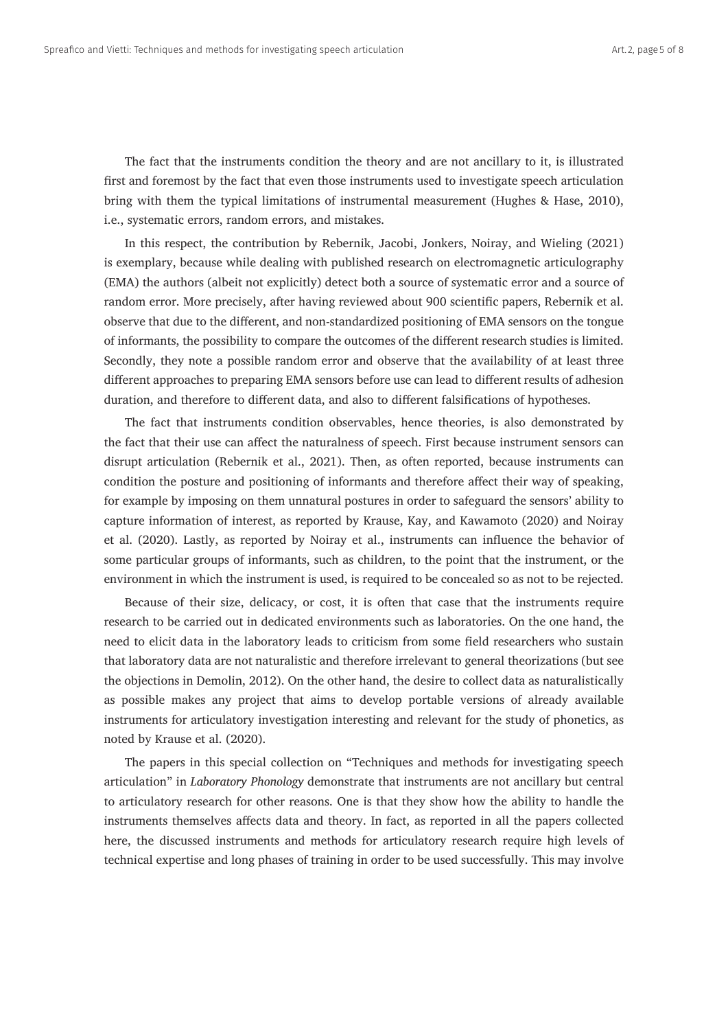The fact that the instruments condition the theory and are not ancillary to it, is illustrated first and foremost by the fact that even those instruments used to investigate speech articulation bring with them the typical limitations of instrumental measurement (Hughes & Hase, 2010), i.e., systematic errors, random errors, and mistakes.

In this respect, the contribution by Rebernik, Jacobi, Jonkers, Noiray, and Wieling (2021) is exemplary, because while dealing with published research on electromagnetic articulography (EMA) the authors (albeit not explicitly) detect both a source of systematic error and a source of random error. More precisely, after having reviewed about 900 scientific papers, Rebernik et al. observe that due to the different, and non-standardized positioning of EMA sensors on the tongue of informants, the possibility to compare the outcomes of the different research studies is limited. Secondly, they note a possible random error and observe that the availability of at least three different approaches to preparing EMA sensors before use can lead to different results of adhesion duration, and therefore to different data, and also to different falsifications of hypotheses.

The fact that instruments condition observables, hence theories, is also demonstrated by the fact that their use can affect the naturalness of speech. First because instrument sensors can disrupt articulation (Rebernik et al., 2021). Then, as often reported, because instruments can condition the posture and positioning of informants and therefore affect their way of speaking, for example by imposing on them unnatural postures in order to safeguard the sensors' ability to capture information of interest, as reported by Krause, Kay, and Kawamoto (2020) and Noiray et al. (2020). Lastly, as reported by Noiray et al., instruments can influence the behavior of some particular groups of informants, such as children, to the point that the instrument, or the environment in which the instrument is used, is required to be concealed so as not to be rejected.

Because of their size, delicacy, or cost, it is often that case that the instruments require research to be carried out in dedicated environments such as laboratories. On the one hand, the need to elicit data in the laboratory leads to criticism from some field researchers who sustain that laboratory data are not naturalistic and therefore irrelevant to general theorizations (but see the objections in Demolin, 2012). On the other hand, the desire to collect data as naturalistically as possible makes any project that aims to develop portable versions of already available instruments for articulatory investigation interesting and relevant for the study of phonetics, as noted by Krause et al. (2020).

The papers in this special collection on "Techniques and methods for investigating speech articulation" in *Laboratory Phonology* demonstrate that instruments are not ancillary but central to articulatory research for other reasons. One is that they show how the ability to handle the instruments themselves affects data and theory. In fact, as reported in all the papers collected here, the discussed instruments and methods for articulatory research require high levels of technical expertise and long phases of training in order to be used successfully. This may involve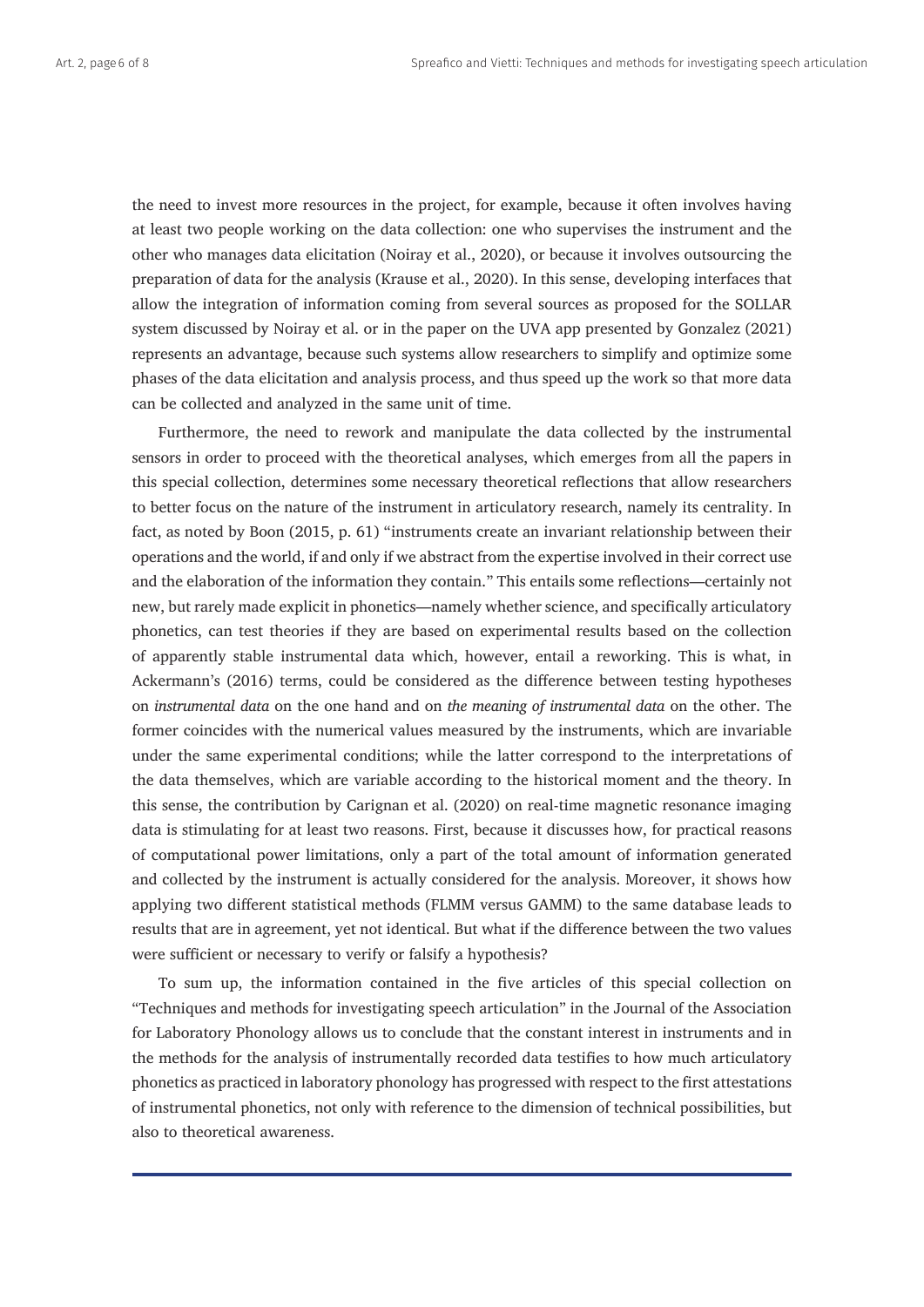the need to invest more resources in the project, for example, because it often involves having at least two people working on the data collection: one who supervises the instrument and the other who manages data elicitation (Noiray et al., 2020), or because it involves outsourcing the preparation of data for the analysis (Krause et al., 2020). In this sense, developing interfaces that allow the integration of information coming from several sources as proposed for the SOLLAR system discussed by Noiray et al. or in the paper on the UVA app presented by Gonzalez (2021) represents an advantage, because such systems allow researchers to simplify and optimize some phases of the data elicitation and analysis process, and thus speed up the work so that more data can be collected and analyzed in the same unit of time.

Furthermore, the need to rework and manipulate the data collected by the instrumental sensors in order to proceed with the theoretical analyses, which emerges from all the papers in this special collection, determines some necessary theoretical reflections that allow researchers to better focus on the nature of the instrument in articulatory research, namely its centrality. In fact, as noted by Boon (2015, p. 61) "instruments create an invariant relationship between their operations and the world, if and only if we abstract from the expertise involved in their correct use and the elaboration of the information they contain." This entails some reflections—certainly not new, but rarely made explicit in phonetics—namely whether science, and specifically articulatory phonetics, can test theories if they are based on experimental results based on the collection of apparently stable instrumental data which, however, entail a reworking. This is what, in Ackermann's (2016) terms, could be considered as the difference between testing hypotheses on *instrumental data* on the one hand and on *the meaning of instrumental data* on the other. The former coincides with the numerical values measured by the instruments, which are invariable under the same experimental conditions; while the latter correspond to the interpretations of the data themselves, which are variable according to the historical moment and the theory. In this sense, the contribution by Carignan et al. (2020) on real-time magnetic resonance imaging data is stimulating for at least two reasons. First, because it discusses how, for practical reasons of computational power limitations, only a part of the total amount of information generated and collected by the instrument is actually considered for the analysis. Moreover, it shows how applying two different statistical methods (FLMM versus GAMM) to the same database leads to results that are in agreement, yet not identical. But what if the difference between the two values were sufficient or necessary to verify or falsify a hypothesis?

To sum up, the information contained in the five articles of this special collection on "Techniques and methods for investigating speech articulation" in the Journal of the Association for Laboratory Phonology allows us to conclude that the constant interest in instruments and in the methods for the analysis of instrumentally recorded data testifies to how much articulatory phonetics as practiced in laboratory phonology has progressed with respect to the first attestations of instrumental phonetics, not only with reference to the dimension of technical possibilities, but also to theoretical awareness.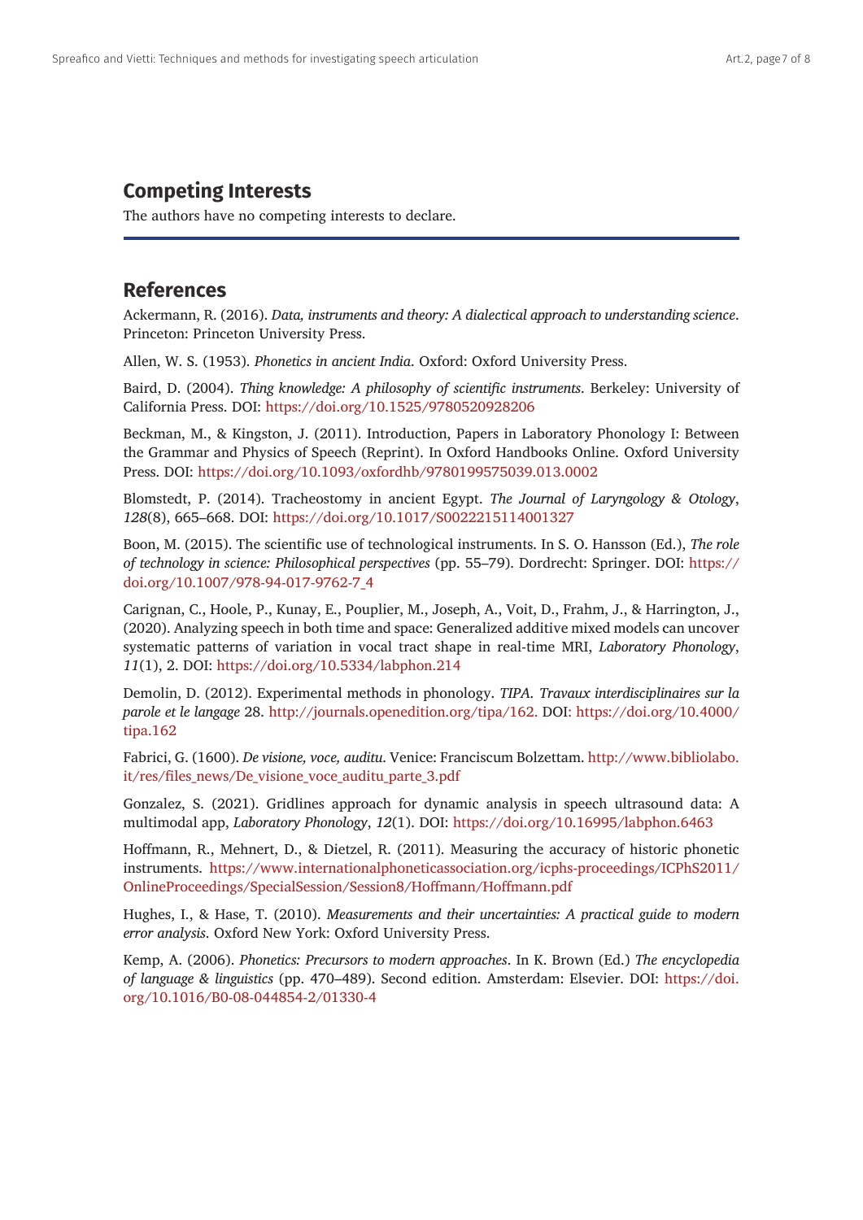## Competing Interests

The authors have no competing interests to declare.

## References

Ackermann, R. (2016). *Data, instruments and theory: A dialectical approach to understanding science*. Princeton: Princeton University Press.

Allen, W. S. (1953). *Phonetics in ancient India*. Oxford: Oxford University Press.

Baird, D. (2004). *Thing knowledge: A philosophy of scientific instruments*. Berkeley: University of California Press. DOI: https://doi.org/10.1525/9780520928206

Beckman, M., & Kingston, J. (2011). Introduction, Papers in Laboratory Phonology I: Between the Grammar and Physics of Speech (Reprint). In Oxford Handbooks Online. Oxford University Press. DOI: https://doi.org/10.1093/oxfordhb/9780199575039.013.0002

Blomstedt, P. (2014). Tracheostomy in ancient Egypt. *The Journal of Laryngology & Otology*, *128*(8), 665–668. DOI: https://doi.org/10.1017/S0022215114001327

Boon, M. (2015). The scientific use of technological instruments. In S. O. Hansson (Ed.), *The role of technology in science: Philosophical perspectives* (pp. 55–79). Dordrecht: Springer. DOI: https://doi.org/10.1007/978-94-017-9762-7_4

Carignan, C., Hoole, P., Kunay, E., Pouplier, M., Joseph, A., Voit, D., Frahm, J., & Harrington, J., (2020). Analyzing speech in both time and space: Generalized additive mixed models can uncover systematic patterns of variation in vocal tract shape in real-time MRI, *Laboratory Phonology*, *11*(1), 2. DOI: https://doi.org/10.5334/labphon.214

Demolin, D. (2012). Experimental methods in phonology. *TIPA. Travaux interdisciplinaires sur la parole et le langage* 28. http://journals.openedition.org/tipa/162. DOI: https://doi.org/10.4000/tipa.162

Fabrici, G. (1600). *De visione, voce, auditu*. Venice: Franciscum Bolzettam. http://www.bibliolabo.it/res/files_news/De_visione_voce_auditu_parte_3.pdf

Gonzalez, S. (2021). Gridlines approach for dynamic analysis in speech ultrasound data: A multimodal app, *Laboratory Phonology*, *12*(1). DOI: https://doi.org/10.16995/labphon.6463

Hoffmann, R., Mehnert, D., & Dietzel, R. (2011). Measuring the accuracy of historic phonetic instruments. https://www.internationalphoneticassociation.org/icphs-proceedings/ICPhS2011/OnlineProceedings/SpecialSession/Session8/Hoffmann/Hoffmann.pdf

Hughes, I., & Hase, T. (2010). *Measurements and their uncertainties: A practical guide to modern error analysis*. Oxford New York: Oxford University Press.

Kemp, A. (2006). *Phonetics: Precursors to modern approaches*. In K. Brown (Ed.) *The encyclopedia of language & linguistics* (pp. 470–489). Second edition. Amsterdam: Elsevier. DOI: https://doi.org/10.1016/B0-08-044854-2/01330-4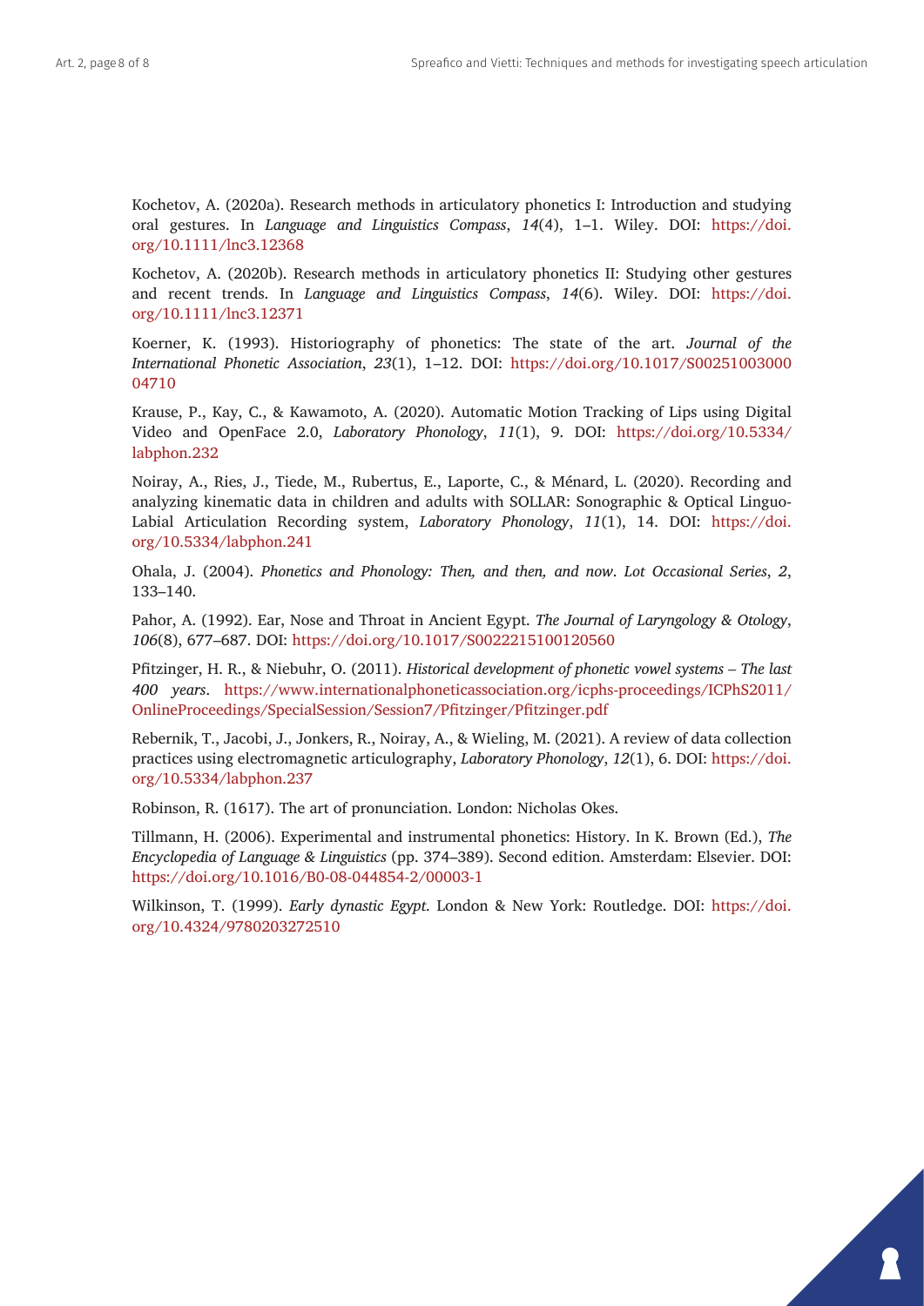Kochetov, A. (2020a). Research methods in articulatory phonetics I: Introduction and studying oral gestures. In *Language and Linguistics Compass*, *14*(4), 1–1. Wiley. DOI: https://doi.org/10.1111/lnc3.12368

Kochetov, A. (2020b). Research methods in articulatory phonetics II: Studying other gestures and recent trends. In *Language and Linguistics Compass*, *14*(6). Wiley. DOI: https://doi.org/10.1111/lnc3.12371

Koerner, K. (1993). Historiography of phonetics: The state of the art. *Journal of the International Phonetic Association*, *23*(1), 1–12. DOI: https://doi.org/10.1017/S0025100300004710

Krause, P., Kay, C., & Kawamoto, A. (2020). Automatic Motion Tracking of Lips using Digital Video and OpenFace 2.0, *Laboratory Phonology*, *11*(1), 9. DOI: https://doi.org/10.5334/labphon.232

Noiray, A., Ries, J., Tiede, M., Rubertus, E., Laporte, C., & Ménard, L. (2020). Recording and analyzing kinematic data in children and adults with SOLLAR: Sonographic & Optical Linguo-Labial Articulation Recording system, *Laboratory Phonology*, *11*(1), 14. DOI: https://doi.org/10.5334/labphon.241

Ohala, J. (2004). *Phonetics and Phonology: Then, and then, and now*. *Lot Occasional Series*, *2*, 133–140.

Pahor, A. (1992). Ear, Nose and Throat in Ancient Egypt. *The Journal of Laryngology & Otology*, *106*(8), 677–687. DOI: https://doi.org/10.1017/S0022215100120560

Pfitzinger, H. R., & Niebuhr, O. (2011). *Historical development of phonetic vowel systems – The last 400 years*. https://www.internationalphoneticassociation.org/icphs-proceedings/ICPhS2011/OnlineProceedings/SpecialSession/Session7/Pfitzinger/Pfitzinger.pdf

Rebernik, T., Jacobi, J., Jonkers, R., Noiray, A., & Wieling, M. (2021). A review of data collection practices using electromagnetic articulography, *Laboratory Phonology*, *12*(1), 6. DOI: https://doi.org/10.5334/labphon.237

Robinson, R. (1617). The art of pronunciation. London: Nicholas Okes.

Tillmann, H. (2006). Experimental and instrumental phonetics: History. In K. Brown (Ed.), *The Encyclopedia of Language & Linguistics* (pp. 374–389). Second edition. Amsterdam: Elsevier. DOI: https://doi.org/10.1016/B0-08-044854-2/00003-1

Wilkinson, T. (1999). *Early dynastic Egypt*. London & New York: Routledge. DOI: https://doi.org/10.4324/9780203272510